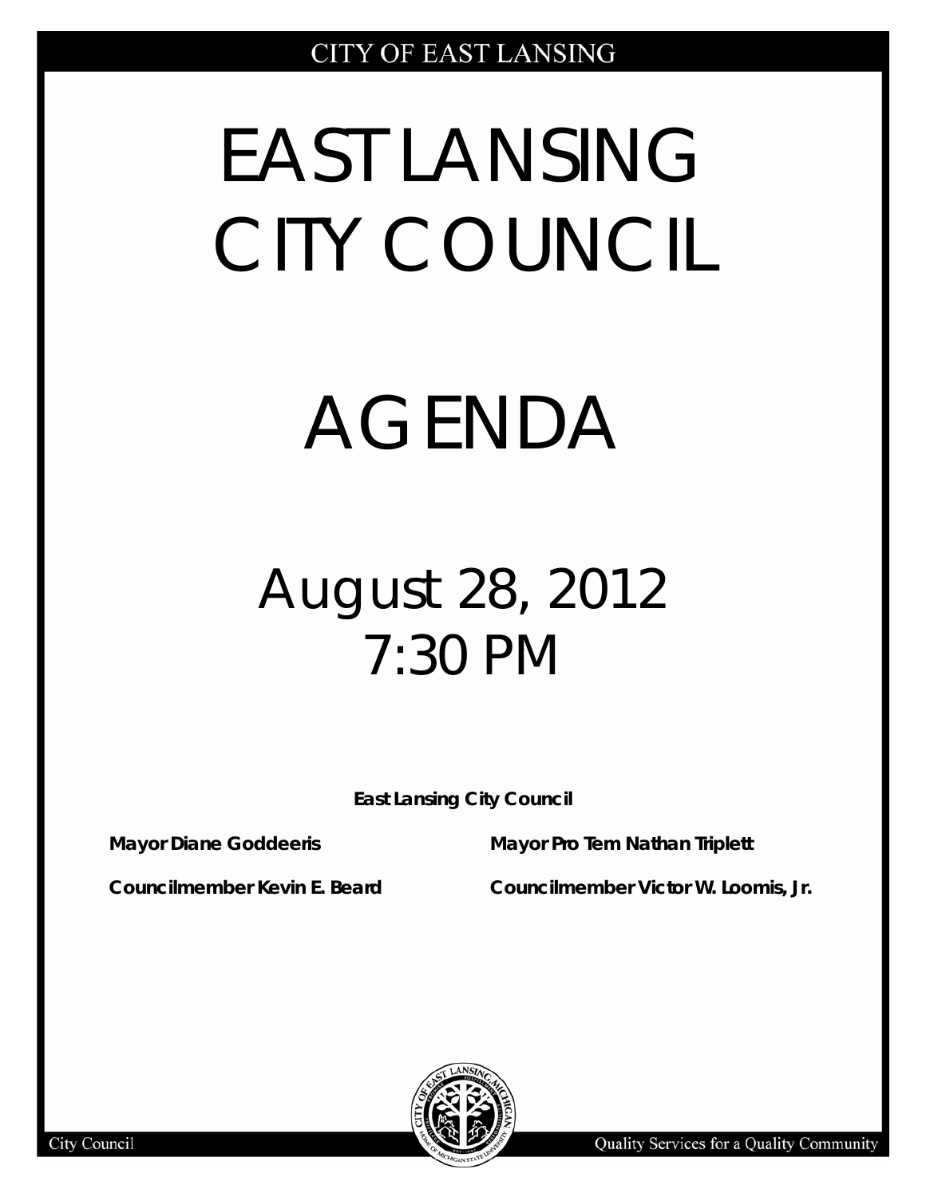CITY OF EAST LANSING

# EAST LANSING CITY COUNCIL

# AGENDA

## August 28, 2012
## 7:30 PM

**East Lansing City Council**

**Mayor Diane Goddeeris**

**Mayor Pro Tem Nathan Triplett**

**Councilmember Kevin E. Beard**

**Councilmember Victor W. Loomis, Jr.**

City Council

Quality Services for a Quality Community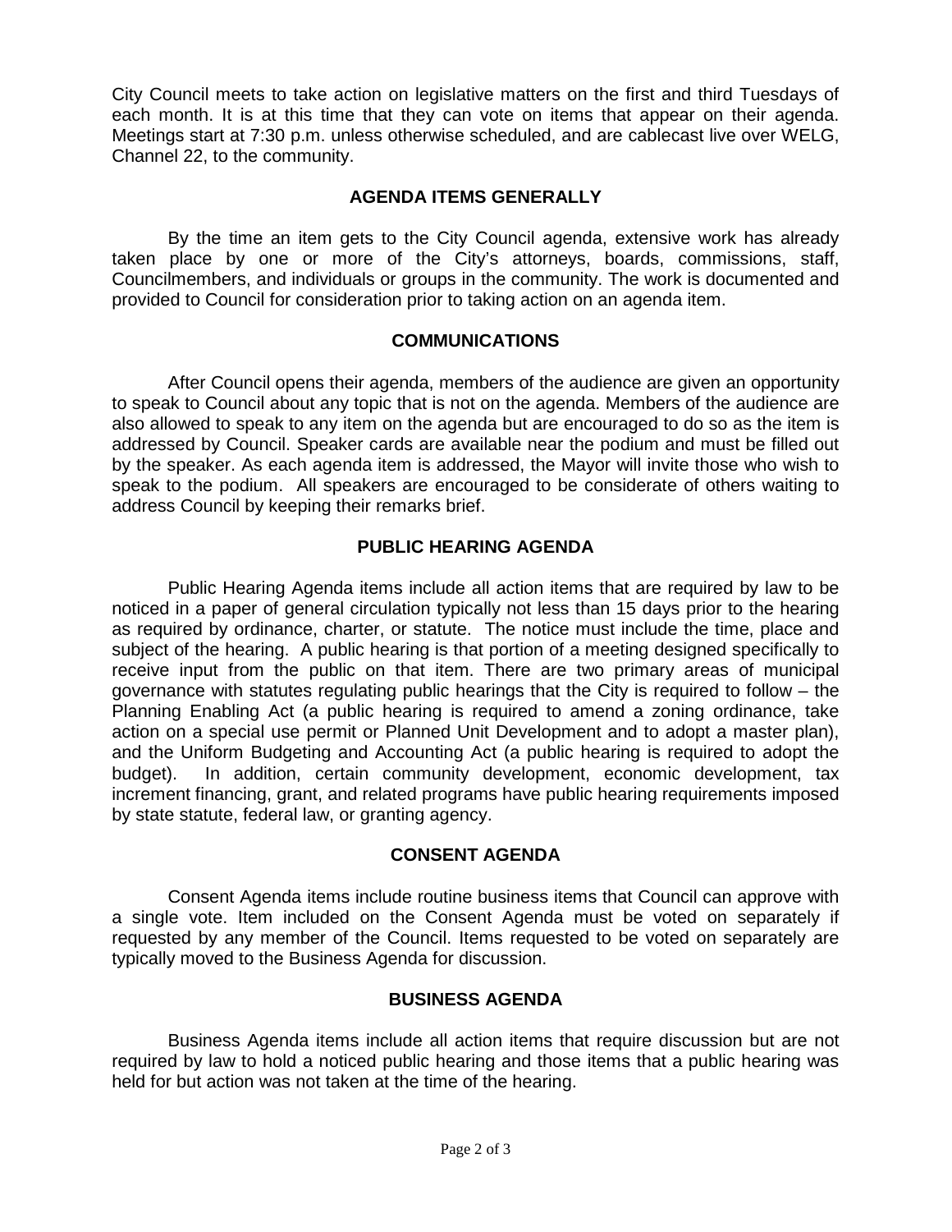City Council meets to take action on legislative matters on the first and third Tuesdays of each month. It is at this time that they can vote on items that appear on their agenda. Meetings start at 7:30 p.m. unless otherwise scheduled, and are cablecast live over WELG, Channel 22, to the community.

## AGENDA ITEMS GENERALLY

By the time an item gets to the City Council agenda, extensive work has already taken place by one or more of the City's attorneys, boards, commissions, staff, Councilmembers, and individuals or groups in the community. The work is documented and provided to Council for consideration prior to taking action on an agenda item.

## COMMUNICATIONS

After Council opens their agenda, members of the audience are given an opportunity to speak to Council about any topic that is not on the agenda. Members of the audience are also allowed to speak to any item on the agenda but are encouraged to do so as the item is addressed by Council. Speaker cards are available near the podium and must be filled out by the speaker. As each agenda item is addressed, the Mayor will invite those who wish to speak to the podium. All speakers are encouraged to be considerate of others waiting to address Council by keeping their remarks brief.

## PUBLIC HEARING AGENDA

Public Hearing Agenda items include all action items that are required by law to be noticed in a paper of general circulation typically not less than 15 days prior to the hearing as required by ordinance, charter, or statute. The notice must include the time, place and subject of the hearing. A public hearing is that portion of a meeting designed specifically to receive input from the public on that item. There are two primary areas of municipal governance with statutes regulating public hearings that the City is required to follow – the Planning Enabling Act (a public hearing is required to amend a zoning ordinance, take action on a special use permit or Planned Unit Development and to adopt a master plan), and the Uniform Budgeting and Accounting Act (a public hearing is required to adopt the budget). In addition, certain community development, economic development, tax increment financing, grant, and related programs have public hearing requirements imposed by state statute, federal law, or granting agency.

## CONSENT AGENDA

Consent Agenda items include routine business items that Council can approve with a single vote. Item included on the Consent Agenda must be voted on separately if requested by any member of the Council. Items requested to be voted on separately are typically moved to the Business Agenda for discussion.

## BUSINESS AGENDA

Business Agenda items include all action items that require discussion but are not required by law to hold a noticed public hearing and those items that a public hearing was held for but action was not taken at the time of the hearing.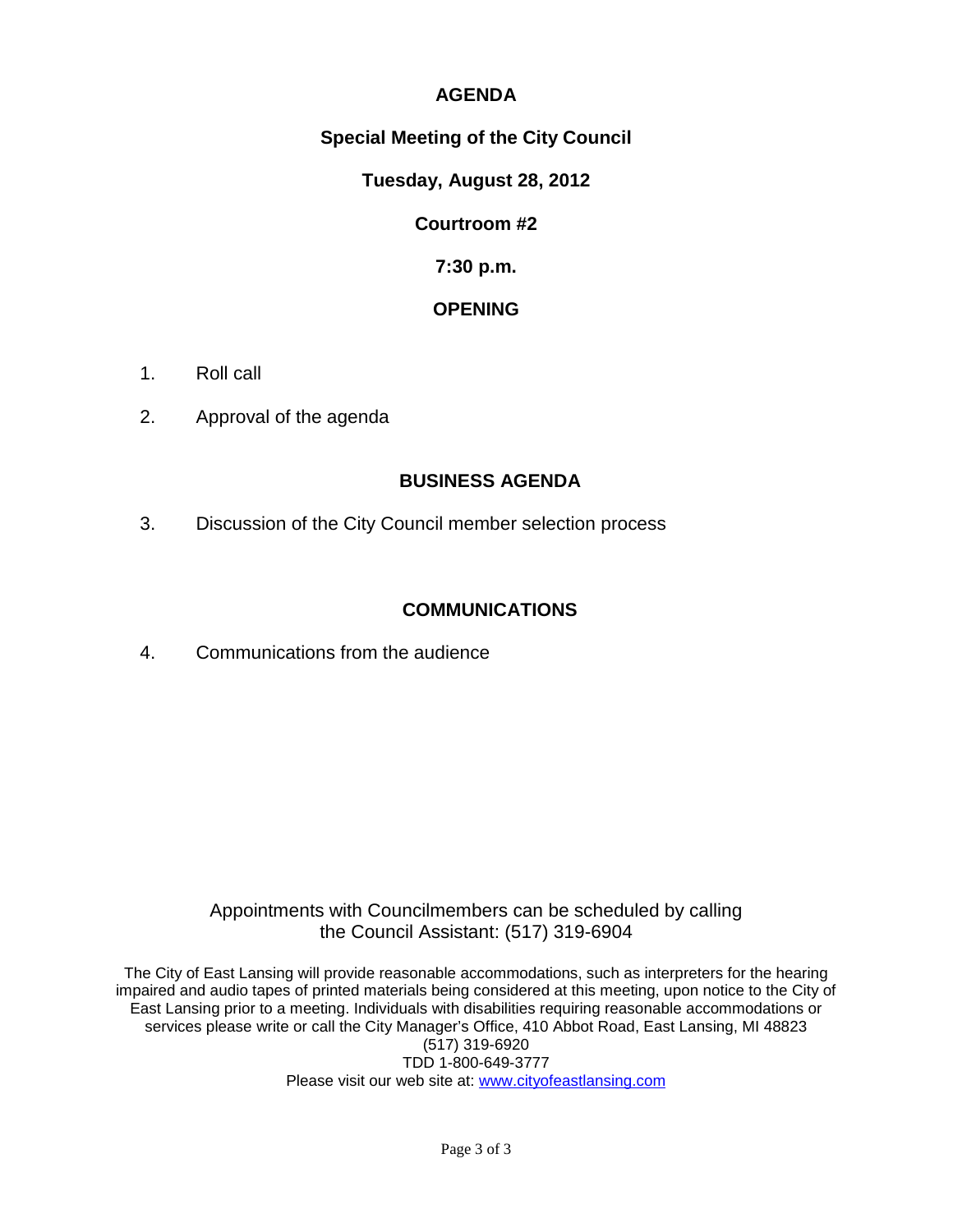# AGENDA

## Special Meeting of the City Council

## Tuesday, August 28, 2012

## Courtroom #2

## 7:30 p.m.

## OPENING

1. Roll call
2. Approval of the agenda

## BUSINESS AGENDA

3. Discussion of the City Council member selection process

## COMMUNICATIONS

4. Communications from the audience

Appointments with Councilmembers can be scheduled by calling the Council Assistant: (517) 319-6904

The City of East Lansing will provide reasonable accommodations, such as interpreters for the hearing impaired and audio tapes of printed materials being considered at this meeting, upon notice to the City of East Lansing prior to a meeting. Individuals with disabilities requiring reasonable accommodations or services please write or call the City Manager's Office, 410 Abbot Road, East Lansing, MI 48823
(517) 319-6920
TDD 1-800-649-3777
Please visit our web site at: www.cityofeastlansing.com